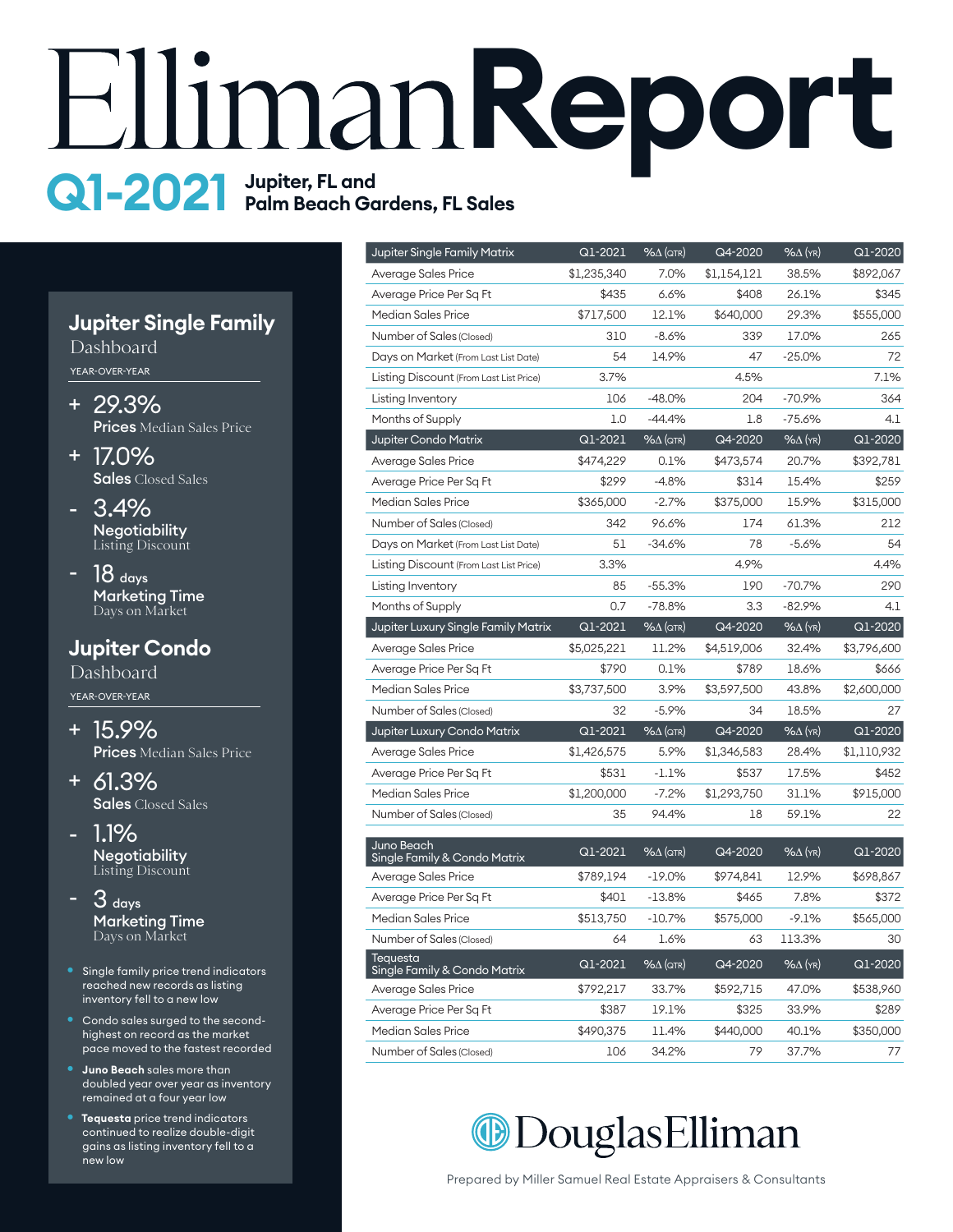# Elliman Report

## Q1-2021 Jupiter, FL and Palm Beach Gardens, FL Sales

### Jupiter Single Family
Dashboard

YEAR-OVER-YEAR

- **+ 29.3%** — **Prices** Median Sales Price
- **+ 17.0%** — **Sales** Closed Sales
- **- 3.4%** — **Negotiability** Listing Discount
- **- 18 days** — **Marketing Time** Days on Market

### Jupiter Condo
Dashboard

YEAR-OVER-YEAR

- **+ 15.9%** — **Prices** Median Sales Price
- **+ 61.3%** — **Sales** Closed Sales
- **- 1.1%** — **Negotiability** Listing Discount
- **- 3 days** — **Marketing Time** Days on Market

- Single family price trend indicators reached new records as listing inventory fell to a new low
- Condo sales surged to the second-highest on record as the market pace moved to the fastest recorded
- **Juno Beach** sales more than doubled year over year as inventory remained at a four year low
- **Tequesta** price trend indicators continued to realize double-digit gains as listing inventory fell to a new low

| Jupiter Single Family Matrix | Q1-2021 | %Δ (QTR) | Q4-2020 | %Δ (YR) | Q1-2020 |
|---|---|---|---|---|---|
| Average Sales Price | $1,235,340 | 7.0% | $1,154,121 | 38.5% | $892,067 |
| Average Price Per Sq Ft | $435 | 6.6% | $408 | 26.1% | $345 |
| Median Sales Price | $717,500 | 12.1% | $640,000 | 29.3% | $555,000 |
| Number of Sales (Closed) | 310 | -8.6% | 339 | 17.0% | 265 |
| Days on Market (From Last List Date) | 54 | 14.9% | 47 | -25.0% | 72 |
| Listing Discount (From Last List Price) | 3.7% | | 4.5% | | 7.1% |
| Listing Inventory | 106 | -48.0% | 204 | -70.9% | 364 |
| Months of Supply | 1.0 | -44.4% | 1.8 | -75.6% | 4.1 |
| **Jupiter Condo Matrix** | **Q1-2021** | **%Δ (QTR)** | **Q4-2020** | **%Δ (YR)** | **Q1-2020** |
| Average Sales Price | $474,229 | 0.1% | $473,574 | 20.7% | $392,781 |
| Average Price Per Sq Ft | $299 | -4.8% | $314 | 15.4% | $259 |
| Median Sales Price | $365,000 | -2.7% | $375,000 | 15.9% | $315,000 |
| Number of Sales (Closed) | 342 | 96.6% | 174 | 61.3% | 212 |
| Days on Market (From Last List Date) | 51 | -34.6% | 78 | -5.6% | 54 |
| Listing Discount (From Last List Price) | 3.3% | | 4.9% | | 4.4% |
| Listing Inventory | 85 | -55.3% | 190 | -70.7% | 290 |
| Months of Supply | 0.7 | -78.8% | 3.3 | -82.9% | 4.1 |
| **Jupiter Luxury Single Family Matrix** | **Q1-2021** | **%Δ (QTR)** | **Q4-2020** | **%Δ (YR)** | **Q1-2020** |
| Average Sales Price | $5,025,221 | 11.2% | $4,519,006 | 32.4% | $3,796,600 |
| Average Price Per Sq Ft | $790 | 0.1% | $789 | 18.6% | $666 |
| Median Sales Price | $3,737,500 | 3.9% | $3,597,500 | 43.8% | $2,600,000 |
| Number of Sales (Closed) | 32 | -5.9% | 34 | 18.5% | 27 |
| **Jupiter Luxury Condo Matrix** | **Q1-2021** | **%Δ (QTR)** | **Q4-2020** | **%Δ (YR)** | **Q1-2020** |
| Average Sales Price | $1,426,575 | 5.9% | $1,346,583 | 28.4% | $1,110,932 |
| Average Price Per Sq Ft | $531 | -1.1% | $537 | 17.5% | $452 |
| Median Sales Price | $1,200,000 | -7.2% | $1,293,750 | 31.1% | $915,000 |
| Number of Sales (Closed) | 35 | 94.4% | 18 | 59.1% | 22 |

| Juno Beach Single Family & Condo Matrix | Q1-2021 | %Δ (QTR) | Q4-2020 | %Δ (YR) | Q1-2020 |
|---|---|---|---|---|---|
| Average Sales Price | $789,194 | -19.0% | $974,841 | 12.9% | $698,867 |
| Average Price Per Sq Ft | $401 | -13.8% | $465 | 7.8% | $372 |
| Median Sales Price | $513,750 | -10.7% | $575,000 | -9.1% | $565,000 |
| Number of Sales (Closed) | 64 | 1.6% | 63 | 113.3% | 30 |
| **Tequesta Single Family & Condo Matrix** | **Q1-2021** | **%Δ (QTR)** | **Q4-2020** | **%Δ (YR)** | **Q1-2020** |
| Average Sales Price | $792,217 | 33.7% | $592,715 | 47.0% | $538,960 |
| Average Price Per Sq Ft | $387 | 19.1% | $325 | 33.9% | $289 |
| Median Sales Price | $490,375 | 11.4% | $440,000 | 40.1% | $350,000 |
| Number of Sales (Closed) | 106 | 34.2% | 79 | 37.7% | 77 |

DouglasElliman

Prepared by Miller Samuel Real Estate Appraisers & Consultants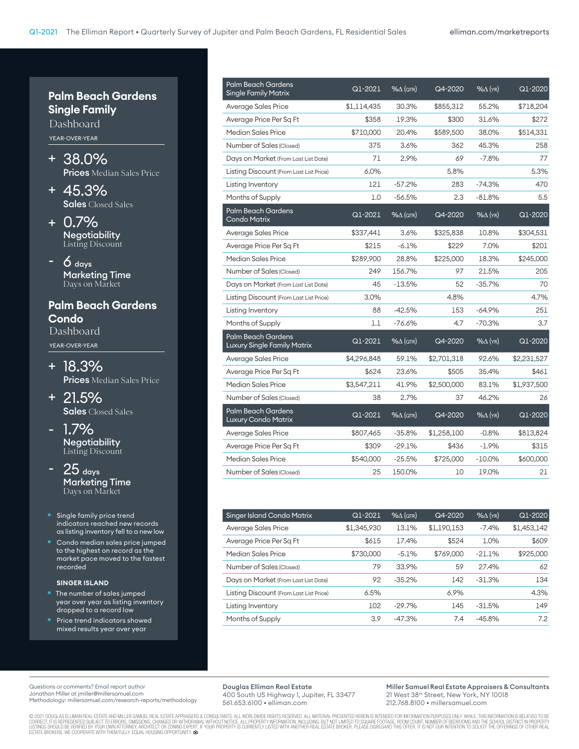## Palm Beach Gardens Single Family

Dashboard

YEAR-OVER-YEAR

+ 38.0%
**Prices** Median Sales Price

+ 45.3%
**Sales** Closed Sales

+ 0.7%
**Negotiability** Listing Discount

- 6 days
**Marketing Time** Days on Market

## Palm Beach Gardens Condo

Dashboard

YEAR-OVER-YEAR

+ 18.3%
**Prices** Median Sales Price

+ 21.5%
**Sales** Closed Sales

- 1.7%
**Negotiability** Listing Discount

- 25 days
**Marketing Time** Days on Market

- Single family price trend indicators reached new records as listing inventory fell to a new low
- Condo median sales price jumped to the highest on record as the market pace moved to the fastest recorded

**SINGER ISLAND**

- The number of sales jumped year over year as listing inventory dropped to a record low
- Price trend indicators showed mixed results year over year

| Palm Beach Gardens Single Family Matrix | Q1-2021 | %Δ (QTR) | Q4-2020 | %Δ (YR) | Q1-2020 |
|---|---|---|---|---|---|
| Average Sales Price | $1,114,435 | 30.3% | $855,312 | 55.2% | $718,204 |
| Average Price Per Sq Ft | $358 | 19.3% | $300 | 31.6% | $272 |
| Median Sales Price | $710,000 | 20.4% | $589,500 | 38.0% | $514,331 |
| Number of Sales (Closed) | 375 | 3.6% | 362 | 45.3% | 258 |
| Days on Market (From Last List Date) | 71 | 2.9% | 69 | -7.8% | 77 |
| Listing Discount (From Last List Price) | 6.0% | | 5.8% | | 5.3% |
| Listing Inventory | 121 | -57.2% | 283 | -74.3% | 470 |
| Months of Supply | 1.0 | -56.5% | 2.3 | -81.8% | 5.5 |
| **Palm Beach Gardens Condo Matrix** | **Q1-2021** | **%Δ (QTR)** | **Q4-2020** | **%Δ (YR)** | **Q1-2020** |
| Average Sales Price | $337,441 | 3.6% | $325,838 | 10.8% | $304,531 |
| Average Price Per Sq Ft | $215 | -6.1% | $229 | 7.0% | $201 |
| Median Sales Price | $289,900 | 28.8% | $225,000 | 18.3% | $245,000 |
| Number of Sales (Closed) | 249 | 156.7% | 97 | 21.5% | 205 |
| Days on Market (From Last List Date) | 45 | -13.5% | 52 | -35.7% | 70 |
| Listing Discount (From Last List Price) | 3.0% | | 4.8% | | 4.7% |
| Listing Inventory | 88 | -42.5% | 153 | -64.9% | 251 |
| Months of Supply | 1.1 | -76.6% | 4.7 | -70.3% | 3.7 |
| **Palm Beach Gardens Luxury Single Family Matrix** | **Q1-2021** | **%Δ (QTR)** | **Q4-2020** | **%Δ (YR)** | **Q1-2020** |
| Average Sales Price | $4,296,848 | 59.1% | $2,701,318 | 92.6% | $2,231,527 |
| Average Price Per Sq Ft | $624 | 23.6% | $505 | 35.4% | $461 |
| Median Sales Price | $3,547,211 | 41.9% | $2,500,000 | 83.1% | $1,937,500 |
| Number of Sales (Closed) | 38 | 2.7% | 37 | 46.2% | 26 |
| **Palm Beach Gardens Luxury Condo Matrix** | **Q1-2021** | **%Δ (QTR)** | **Q4-2020** | **%Δ (YR)** | **Q1-2020** |
| Average Sales Price | $807,465 | -35.8% | $1,258,100 | -0.8% | $813,824 |
| Average Price Per Sq Ft | $309 | -29.1% | $436 | -1.9% | $315 |
| Median Sales Price | $540,000 | -25.5% | $725,000 | -10.0% | $600,000 |
| Number of Sales (Closed) | 25 | 150.0% | 10 | 19.0% | 21 |

| Singer Island Condo Matrix | Q1-2021 | %Δ (QTR) | Q4-2020 | %Δ (YR) | Q1-2020 |
|---|---|---|---|---|---|
| Average Sales Price | $1,345,930 | 13.1% | $1,190,153 | -7.4% | $1,453,142 |
| Average Price Per Sq Ft | $615 | 17.4% | $524 | 1.0% | $609 |
| Median Sales Price | $730,000 | -5.1% | $769,000 | -21.1% | $925,000 |
| Number of Sales (Closed) | 79 | 33.9% | 59 | 27.4% | 62 |
| Days on Market (From Last List Date) | 92 | -35.2% | 142 | -31.3% | 134 |
| Listing Discount (From Last List Price) | 6.5% | | 6.9% | | 4.3% |
| Listing Inventory | 102 | -29.7% | 145 | -31.5% | 149 |
| Months of Supply | 3.9 | -47.3% | 7.4 | -45.8% | 7.2 |

Questions or comments? Email report author Jonathan Miller at jmiller@millersamuel.com
Methodology: millersamuel.com/research-reports/methodology

**Douglas Elliman Real Estate**
400 South US Highway 1, Jupiter, FL 33477
561.653.6100 • elliman.com

**Miller Samuel Real Estate Appraisers & Consultants**
21 West 38th Street, New York, NY 10018
212.768.8100 • millersamuel.com

© 2021 DOUGLAS ELLIMAN REAL ESTATE AND MILLER SAMUEL REAL ESTATE APPRAISERS & CONSULTANTS. ALL WORLDWIDE RIGHTS RESERVED. ALL MATERIAL PRESENTED HEREIN IS INTENDED FOR INFORMATION PURPOSES ONLY. WHILE, THIS INFORMATION IS BELIEVED TO BE CORRECT, IT IS REPRESENTED SUBJECT TO ERRORS, OMISSIONS, CHANGES OR WITHDRAWAL WITHOUT NOTICE. ALL PROPERTY INFORMATION, INCLUDING, BUT NOT LIMITED TO SQUARE FOOTAGE, ROOM COUNT, NUMBER OF BEDROOMS AND THE SCHOOL DISTRICT IN PROPERTY LISTINGS SHOULD BE VERIFIED BY YOUR OWN ATTORNEY, ARCHITECT OR ZONING EXPERT. IF YOUR PROPERTY IS CURRENTLY LISTED WITH ANOTHER REAL ESTATE BROKER, PLEASE DISREGARD THIS OFFER. IT IS NOT OUR INTENTION TO SOLICIT THE OFFERINGS OF OTHER REAL ESTATE BROKERS. WE COOPERATE WITH THEM FULLY. EQUAL HOUSING OPPORTUNITY.